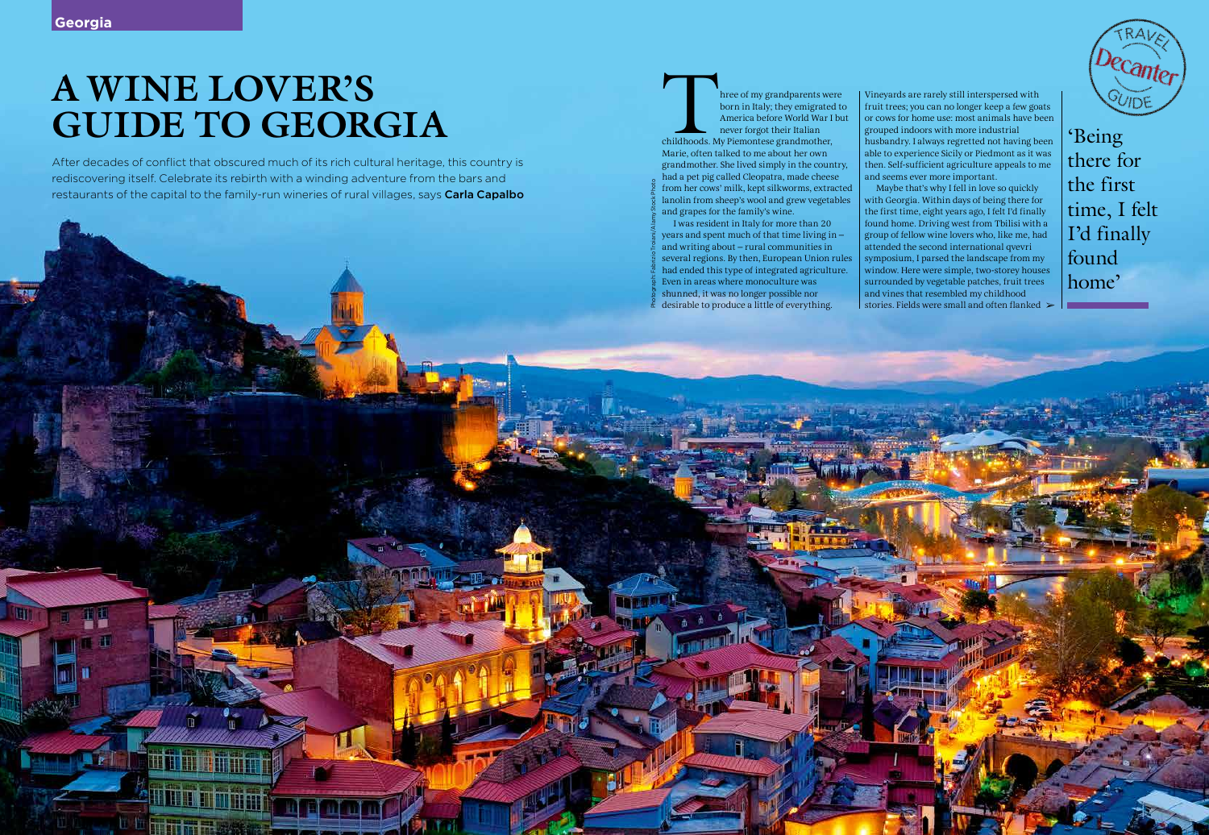# A WINE LOVER'S GUIDE TO GEORGIA

After decades of conflict that obscured much of its rich cultural heritage, this country is rediscovering itself. Celebrate its rebirth with a winding adventure from the bars and restaurants of the capital to the family-run wineries of rural villages, says **Carla Capalbo**

Three of my grandparents were born in Italy; they emigrated to America before World War I but never forgot their Italian childhoods. My Piemontese grandmother, Marie, often talked to me about her own grandmother. She lived simply in the country, had a pet pig called Cleopatra, made cheese from her cows' milk, kept silkworms, extracted lanolin from sheep's wool and grew vegetables and grapes for the family's wine.

I was resident in Italy for more than 20 years and spent much of that time living in – and writing about – rural communities in several regions. By then, European Union rules had ended this type of integrated agriculture. Even in areas where monoculture was shunned, it was no longer possible nor desirable to produce a little of everything. Vineyards are rarely still interspersed with fruit trees; you can no longer keep a few goats or cows for home use: most animals have been grouped indoors with more industrial husbandry. I always regretted not having been able to experience Sicily or Piedmont as it was then. Self-sufficient agriculture appeals to me and seems ever more important.

Maybe that's why I fell in love so quickly with Georgia. Within days of being there for the first time, eight years ago, I felt I'd finally found home. Driving west from Tbilisi with a group of fellow wine lovers who, like me, had attended the second international qvevri symposium, I parsed the landscape from my window. Here were simple, two-storey houses surrounded by vegetable patches, fruit trees and vines that resembled my childhood stories. Fields were small and often flanked ➢

'Being there for the first time, I felt I'd finally found home'

Photograph: Fabrizio Troiani/Alamy Stock Photo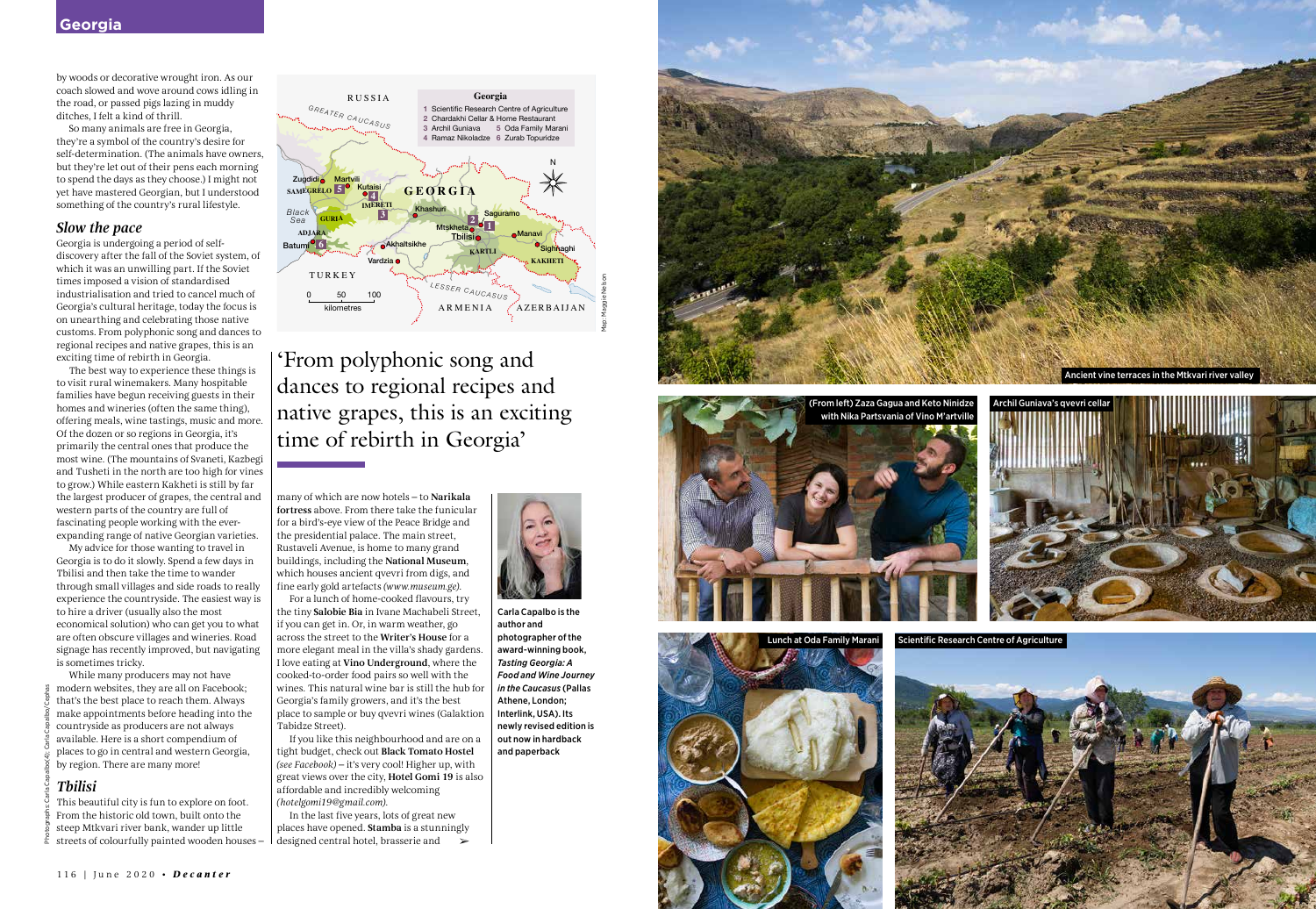by woods or decorative wrought iron. As our coach slowed and wove around cows idling in the road, or passed pigs lazing in muddy ditches, I felt a kind of thrill.

So many animals are free in Georgia, they're a symbol of the country's desire for self-determination. (The animals have owners, but they're let out of their pens each morning to spend the days as they choose.) I might not yet have mastered Georgian, but I understood something of the country's rural lifestyle.

## Slow the pace

Georgia is undergoing a period of self-discovery after the fall of the Soviet system, of which it was an unwilling part. If the Soviet times imposed a vision of standardised industrialisation and tried to cancel much of Georgia's cultural heritage, today the focus is on unearthing and celebrating those native customs. From polyphonic song and dances to regional recipes and native grapes, this is an exciting time of rebirth in Georgia.

The best way to experience these things is to visit rural winemakers. Many hospitable families have begun receiving guests in their homes and wineries (often the same thing), offering meals, wine tastings, music and more. Of the dozen or so regions in Georgia, it's primarily the central ones that produce the most wine. (The mountains of Svaneti, Kazbegi and Tusheti in the north are too high for vines to grow.) While eastern Kakheti is still by far the largest producer of grapes, the central and western parts of the country are full of fascinating people working with the ever-expanding range of native Georgian varieties.

My advice for those wanting to travel in Georgia is to do it slowly. Spend a few days in Tbilisi and then take the time to wander through small villages and side roads to really experience the countryside. The easiest way is to hire a driver (usually also the most economical solution) who can get you to what are often obscure villages and wineries. Road signage has recently improved, but navigating is sometimes tricky.

While many producers may not have modern websites, they are all on Facebook; that's the best place to reach them. Always make appointments before heading into the countryside as producers are not always available. Here is a short compendium of places to go in central and western Georgia, by region. There are many more!

## Tbilisi

This beautiful city is fun to explore on foot. From the historic old town, built onto the steep Mtkvari river bank, wander up little streets of colourfully painted wooden houses – many of which are now hotels – to **Narikala fortress** above. From there take the funicular for a bird's-eye view of the Peace Bridge and the presidential palace. The main street, Rustaveli Avenue, is home to many grand buildings, including the **National Museum**, which houses ancient qvevri from digs, and fine early gold artefacts *(www.museum.ge)*.

For a lunch of home-cooked flavours, try the tiny **Salobie Bia** in Ivane Machabeli Street, if you can get in. Or, in warm weather, go across the street to the **Writer's House** for a more elegant meal in the villa's shady gardens. I love eating at **Vino Underground**, where the cooked-to-order food pairs so well with the wines. This natural wine bar is still the hub for Georgia's family growers, and it's the best place to sample or buy qvevri wines (Galaktion Tabidze Street).

If you like this neighbourhood and are on a tight budget, check out **Black Tomato Hostel** *(see Facebook)* – it's very cool! Higher up, with great views over the city, **Hotel Gomi 19** is also affordable and incredibly welcoming *(hotelgomi19@gmail.com)*.

In the last five years, lots of great new places have opened. **Stamba** is a stunningly designed central hotel, brasserie and ➢

**Georgia**
1 Scientific Research Centre of Agriculture
2 Chardakhi Cellar & Home Restaurant
3 Archil Guniava
4 Ramaz Nikoladze
5 Oda Family Marani
6 Zurab Topuridze

Map: Maggie Nelson

> 'From polyphonic song and dances to regional recipes and native grapes, this is an exciting time of rebirth in Georgia'

**Carla Capalbo is the author and photographer of the award-winning book, *Tasting Georgia: A Food and Wine Journey in the Caucasus* (Pallas Athene, London; Interlink, USA). Its newly revised edition is out now in hardback and paperback**

Ancient vine terraces in the Mtkvari river valley

(From left) Zaza Gagua and Keto Ninidze with Nika Partsvania of Vino M'artville

Archil Guniava's qvevri cellar

Lunch at Oda Family Marani

Scientific Research Centre of Agriculture

Photographs: Carla Capalbo (4); Carla Capalbo/Cephas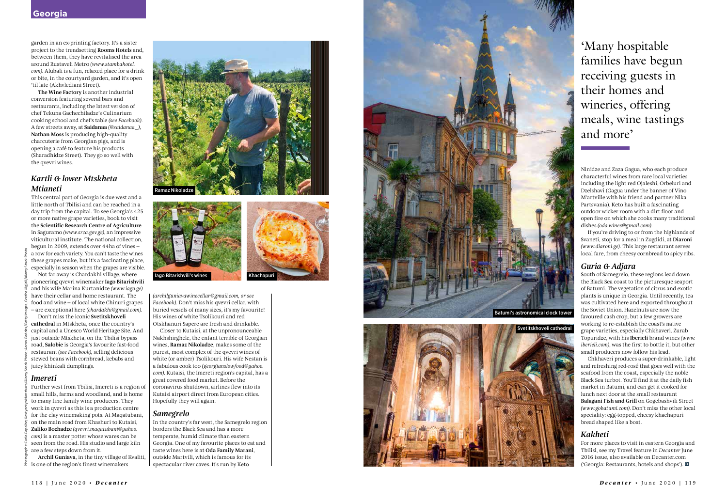garden in an ex-printing factory. It's a sister project to the trendsetting **Rooms Hotels** and, between them, they have revitalised the area around Rustaveli Metro *(www.stambahotel.com)*. Alubali is a fun, relaxed place for a drink or bite, in the courtyard garden, and it's open 'til late (Akhvlediani Street).

**The Wine Factory** is another industrial conversion featuring several bars and restaurants, including the latest version of chef Tekuna Gachechiladze's Culinarium cooking school and chef's table *(see Facebook)*. A few streets away, at **Saidanaa** *(@saidanaa_)*, **Nathan Moss** is producing high-quality charcuterie from Georgian pigs, and is opening a café to feature his products (Sharadhidze Street). They go so well with the qvevri wines.

## *Kartli & lower Mtskheta Mtianeti*

This central part of Georgia is due west and a little north of Tbilisi and can be reached in a day trip from the capital. To see Georgia's 425 or more native grape varieties, book to visit the **Scientific Research Centre of Agriculture** in Saguramo *(www.srca.gov.ge)*, an impressive viticultural institute. The national collection, begun in 2009, extends over 44ha of vines – a row for each variety. You can't taste the wines these grapes make, but it's a fascinating place, especially in season when the grapes are visible.

Not far away is Chardakhi village, where pioneering qvevri winemaker **Iago Bitarishvili** and his wife Marina Kurtanidze *(www.iago.ge)* have their cellar and home restaurant. The food and wine – of local white Chinuri grapes – are exceptional here *(chardakhi@gmail.com)*.

Don't miss the iconic **Svetitskhoveli cathedral** in Mtskheta, once the country's capital and a Unesco World Heritage Site. And just outside Mtskheta, on the Tbilisi bypass road, **Salobie** is Georgia's favourite fast-food restaurant *(see Facebook)*, selling delicious stewed beans with cornbread, kebabs and juicy khinkali dumplings.

## *Imereti*

Further west from Tbilisi, Imereti is a region of small hills, farms and woodland, and is home to many fine family wine producers. They work in qvevri as this is a production centre for the clay winemaking pots. At Maqatubani, on the main road from Khashuri to Kutaisi, **Zaliko Bozhadze** *(qvevri.maqatubani@yahoo.com)* is a master potter whose wares can be seen from the road. His studio and large kiln are a few steps down from it.

**Archil Guniava**, in the tiny village of Kvaliti, is one of the region's finest winemakers *(archilguniavawinecellar@gmail.com, or see Facebook)*. Don't miss his qvevri cellar, with buried vessels of many sizes, it's my favourite! His wines of white Tsolikouri and red Otskhanuri Sapere are fresh and drinkable.

Closer to Kutaisi, at the unpronounceable Nakhshirghele, the enfant terrible of Georgian wines, **Ramaz Nikoladze**, makes some of the purest, most complex of the qvevri wines of white (or amber) Tsolikouri. His wife Nestan is a fabulous cook too *(georgianslowfood@yahoo.com)*. Kutaisi, the Imereti region's capital, has a great covered food market. Before the coronavirus shutdown, airlines flew into its Kutaisi airport direct from European cities. Hopefully they will again.

Ramaz Nikoladze

Iago Bitarishvili's wines

Khachapuri

## *Samegrelo*

In the country's far west, the Samegrelo region borders the Black Sea and has a more temperate, humid climate than eastern Georgia. One of my favourite places to eat and taste wines here is at **Oda Family Marani**, outside Martvili, which is famous for its spectacular river caves. It's run by Keto Ninidze and Zaza Gagua, who each produce characterful wines from rare local varieties including the light red Ojaleshi, Orbeluri and Dzelshavi (Gagua under the banner of Vino M'artville with his friend and partner Nika Partsvania). Keto has built a fascinating outdoor wicker room with a dirt floor and open fire on which she cooks many traditional dishes *(oda.wines@gmail.com)*.

If you're driving to or from the highlands of Svaneti, stop for a meal in Zugdidi, at **Diaroni** *(www.diaroni.ge)*. This large restaurant serves local fare, from cheesy cornbread to spicy ribs.

'Many hospitable families have begun receiving guests in their homes and wineries, offering meals, wine tastings and more'

Batumi's astronomical clock tower

Svetitskhoveli cathedral

## *Guria & Adjara*

South of Samegrelo, these regions lead down the Black Sea coast to the picturesque seaport of Batumi. The vegetation of citrus and exotic plants is unique in Georgia. Until recently, tea was cultivated here and exported throughout the Soviet Union. Hazelnuts are now the favoured cash crop, but a few growers are working to re-establish the coast's native grape varieties, especially Chkhaveri. Zurab Topuridze, with his **Iberieli** brand wines *(www.iberieli.com)*, was the first to bottle it, but other small producers now follow his lead.

Chkhaveri produces a super-drinkable, light and refreshing red-rosé that goes well with the seafood from the coast, especially the noble Black Sea turbot. You'll find it at the daily fish market in Batumi, and can get it cooked for lunch next door at the small restaurant **Balagani Fish and Grill** on Gogebashvili Street *(www.gobatumi.com)*. Don't miss the other local speciality: egg-topped, cheesy khachapuri bread shaped like a boat.

## *Kakheti*

For more places to visit in eastern Georgia and Tbilisi, see my Travel feature in *Decanter* June 2016 issue, also available on Decanter.com ('Georgia: Restaurants, hotels and shops').